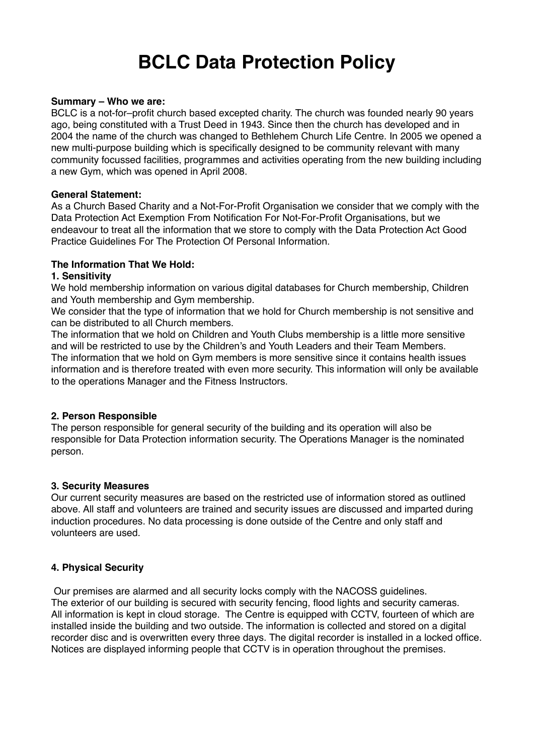# BCLC Data Protection Policy

**Summary – Who we are:**
BCLC is a not-for–profit church based excepted charity. The church was founded nearly 90 years ago, being constituted with a Trust Deed in 1943. Since then the church has developed and in 2004 the name of the church was changed to Bethlehem Church Life Centre. In 2005 we opened a new multi-purpose building which is specifically designed to be community relevant with many community focussed facilities, programmes and activities operating from the new building including a new Gym, which was opened in April 2008.

**General Statement:**
As a Church Based Charity and a Not-For-Profit Organisation we consider that we comply with the Data Protection Act Exemption From Notification For Not-For-Profit Organisations, but we endeavour to treat all the information that we store to comply with the Data Protection Act Good Practice Guidelines For The Protection Of Personal Information.

**The Information That We Hold:**

**1. Sensitivity**
We hold membership information on various digital databases for Church membership, Children and Youth membership and Gym membership.
We consider that the type of information that we hold for Church membership is not sensitive and can be distributed to all Church members.
The information that we hold on Children and Youth Clubs membership is a little more sensitive and will be restricted to use by the Children's and Youth Leaders and their Team Members.
The information that we hold on Gym members is more sensitive since it contains health issues information and is therefore treated with even more security. This information will only be available to the operations Manager and the Fitness Instructors.

**2. Person Responsible**
The person responsible for general security of the building and its operation will also be responsible for Data Protection information security. The Operations Manager is the nominated person.

**3. Security Measures**
Our current security measures are based on the restricted use of information stored as outlined above. All staff and volunteers are trained and security issues are discussed and imparted during induction procedures. No data processing is done outside of the Centre and only staff and volunteers are used.

**4. Physical Security**

Our premises are alarmed and all security locks comply with the NACOSS guidelines.
The exterior of our building is secured with security fencing, flood lights and security cameras.
All information is kept in cloud storage. The Centre is equipped with CCTV, fourteen of which are installed inside the building and two outside. The information is collected and stored on a digital recorder disc and is overwritten every three days. The digital recorder is installed in a locked office. Notices are displayed informing people that CCTV is in operation throughout the premises.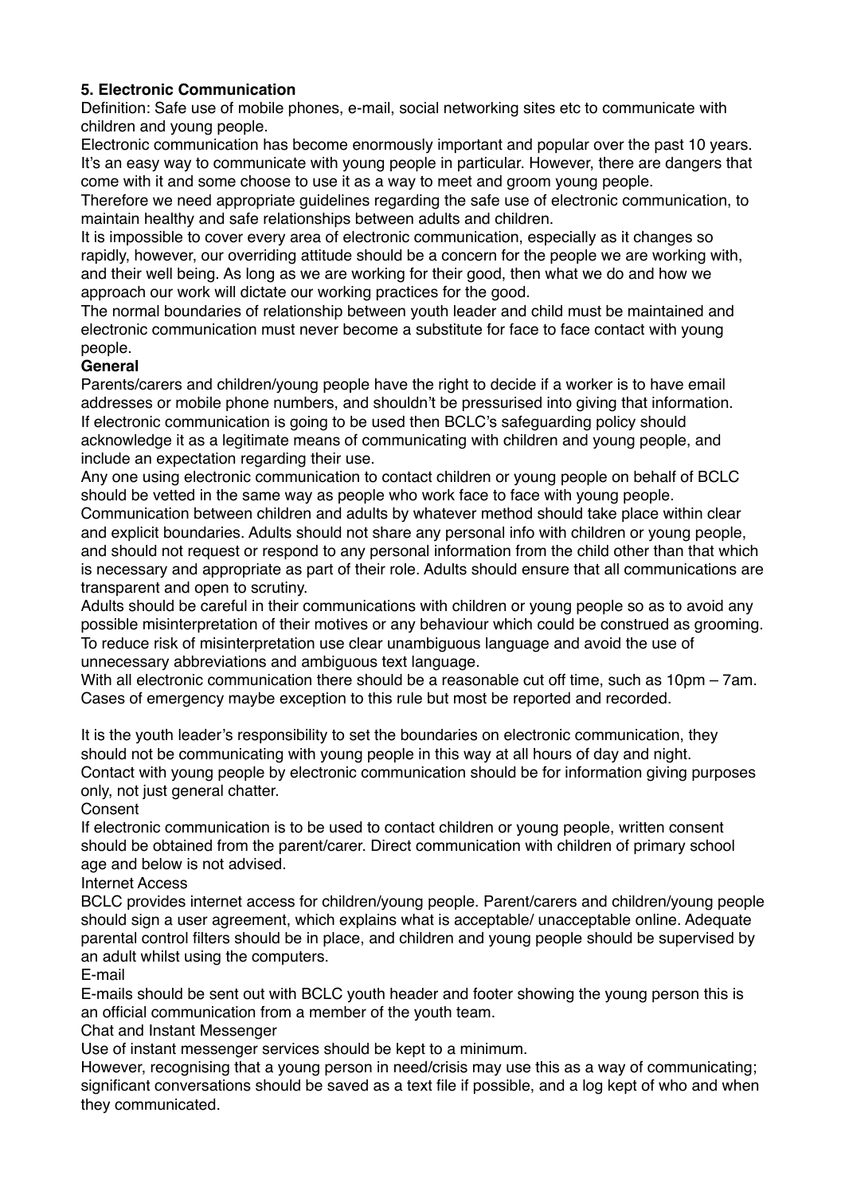**5. Electronic Communication**

Definition: Safe use of mobile phones, e-mail, social networking sites etc to communicate with children and young people.

Electronic communication has become enormously important and popular over the past 10 years. It's an easy way to communicate with young people in particular. However, there are dangers that come with it and some choose to use it as a way to meet and groom young people.

Therefore we need appropriate guidelines regarding the safe use of electronic communication, to maintain healthy and safe relationships between adults and children.

It is impossible to cover every area of electronic communication, especially as it changes so rapidly, however, our overriding attitude should be a concern for the people we are working with, and their well being. As long as we are working for their good, then what we do and how we approach our work will dictate our working practices for the good.

The normal boundaries of relationship between youth leader and child must be maintained and electronic communication must never become a substitute for face to face contact with young people.

**General**

Parents/carers and children/young people have the right to decide if a worker is to have email addresses or mobile phone numbers, and shouldn't be pressurised into giving that information.

If electronic communication is going to be used then BCLC's safeguarding policy should acknowledge it as a legitimate means of communicating with children and young people, and include an expectation regarding their use.

Any one using electronic communication to contact children or young people on behalf of BCLC should be vetted in the same way as people who work face to face with young people.

Communication between children and adults by whatever method should take place within clear and explicit boundaries. Adults should not share any personal info with children or young people, and should not request or respond to any personal information from the child other than that which is necessary and appropriate as part of their role. Adults should ensure that all communications are transparent and open to scrutiny.

Adults should be careful in their communications with children or young people so as to avoid any possible misinterpretation of their motives or any behaviour which could be construed as grooming. To reduce risk of misinterpretation use clear unambiguous language and avoid the use of unnecessary abbreviations and ambiguous text language.

With all electronic communication there should be a reasonable cut off time, such as 10pm – 7am. Cases of emergency maybe exception to this rule but most be reported and recorded.

It is the youth leader's responsibility to set the boundaries on electronic communication, they should not be communicating with young people in this way at all hours of day and night.

Contact with young people by electronic communication should be for information giving purposes only, not just general chatter.

Consent

If electronic communication is to be used to contact children or young people, written consent should be obtained from the parent/carer. Direct communication with children of primary school age and below is not advised.

Internet Access

BCLC provides internet access for children/young people. Parent/carers and children/young people should sign a user agreement, which explains what is acceptable/ unacceptable online. Adequate parental control filters should be in place, and children and young people should be supervised by an adult whilst using the computers.

E-mail

E-mails should be sent out with BCLC youth header and footer showing the young person this is an official communication from a member of the youth team.

Chat and Instant Messenger

Use of instant messenger services should be kept to a minimum.

However, recognising that a young person in need/crisis may use this as a way of communicating; significant conversations should be saved as a text file if possible, and a log kept of who and when they communicated.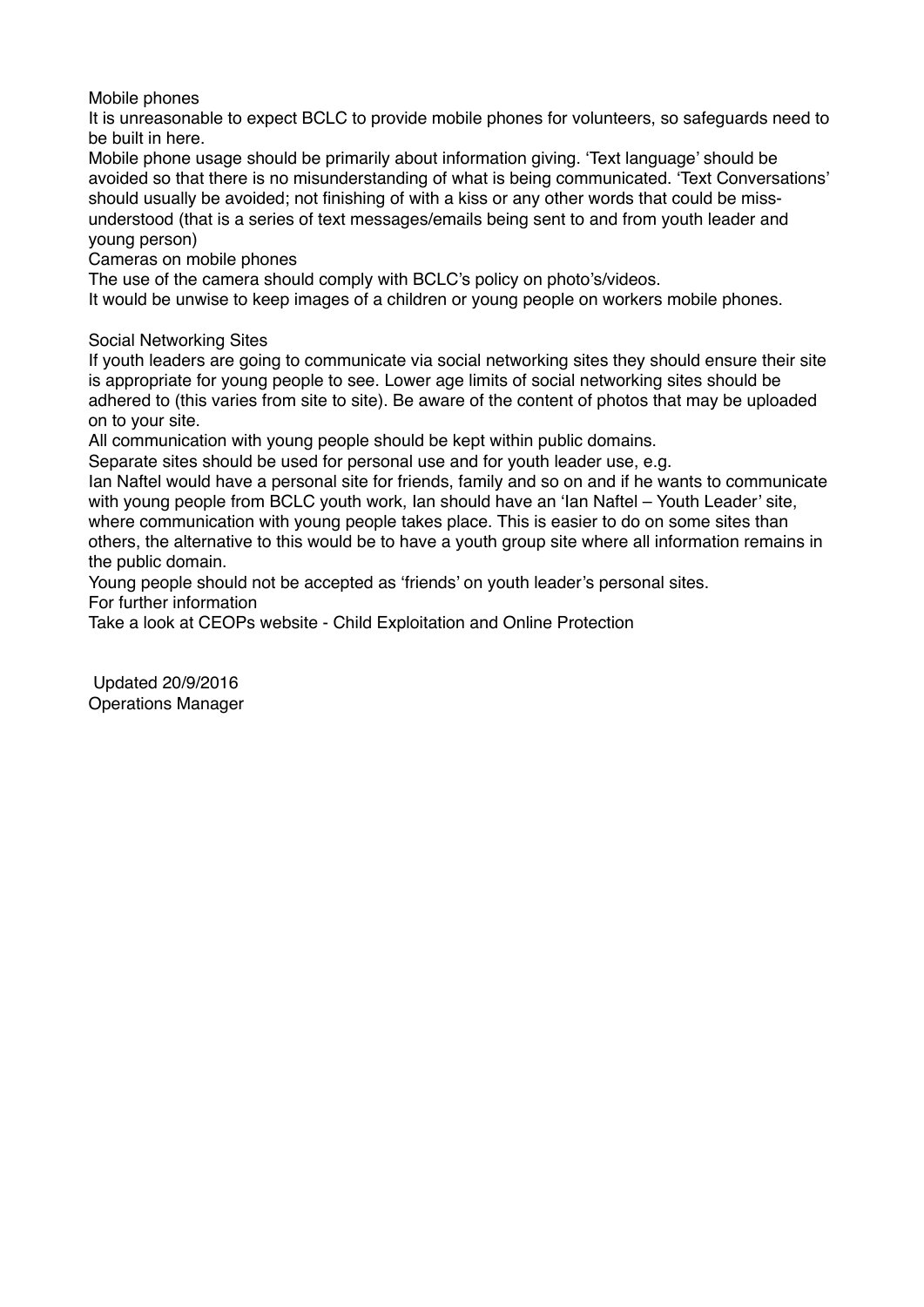Mobile phones

It is unreasonable to expect BCLC to provide mobile phones for volunteers, so safeguards need to be built in here.

Mobile phone usage should be primarily about information giving. 'Text language' should be avoided so that there is no misunderstanding of what is being communicated. 'Text Conversations' should usually be avoided; not finishing of with a kiss or any other words that could be miss-understood (that is a series of text messages/emails being sent to and from youth leader and young person)

Cameras on mobile phones

The use of the camera should comply with BCLC's policy on photo's/videos.

It would be unwise to keep images of a children or young people on workers mobile phones.

Social Networking Sites

If youth leaders are going to communicate via social networking sites they should ensure their site is appropriate for young people to see. Lower age limits of social networking sites should be adhered to (this varies from site to site). Be aware of the content of photos that may be uploaded on to your site.

All communication with young people should be kept within public domains.

Separate sites should be used for personal use and for youth leader use, e.g.

Ian Naftel would have a personal site for friends, family and so on and if he wants to communicate with young people from BCLC youth work, Ian should have an 'Ian Naftel – Youth Leader' site, where communication with young people takes place. This is easier to do on some sites than others, the alternative to this would be to have a youth group site where all information remains in the public domain.

Young people should not be accepted as 'friends' on youth leader's personal sites.

For further information

Take a look at CEOPs website - Child Exploitation and Online Protection

Updated 20/9/2016

Operations Manager